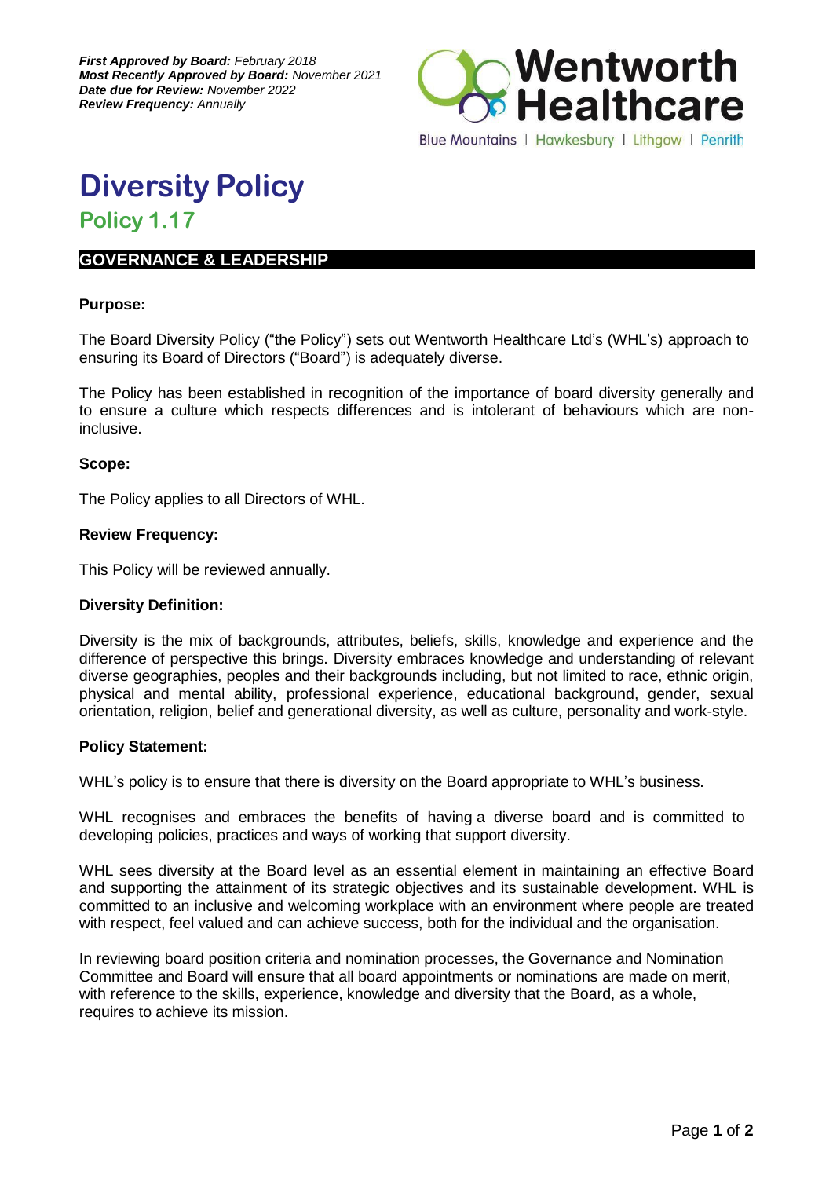***First Approved by Board:*** *February 2018*
***Most Recently Approved by Board:*** *November 2021*
***Date due for Review:*** *November 2022*
***Review Frequency:*** *Annually*

Wentworth Healthcare
Blue Mountains | Hawkesbury | Lithgow | Penrith

# Diversity Policy

## Policy 1.17

### GOVERNANCE & LEADERSHIP

**Purpose:**

The Board Diversity Policy ("the Policy") sets out Wentworth Healthcare Ltd's (WHL's) approach to ensuring its Board of Directors ("Board") is adequately diverse.

The Policy has been established in recognition of the importance of board diversity generally and to ensure a culture which respects differences and is intolerant of behaviours which are non-inclusive.

**Scope:**

The Policy applies to all Directors of WHL.

**Review Frequency:**

This Policy will be reviewed annually.

**Diversity Definition:**

Diversity is the mix of backgrounds, attributes, beliefs, skills, knowledge and experience and the difference of perspective this brings. Diversity embraces knowledge and understanding of relevant diverse geographies, peoples and their backgrounds including, but not limited to race, ethnic origin, physical and mental ability, professional experience, educational background, gender, sexual orientation, religion, belief and generational diversity, as well as culture, personality and work-style.

**Policy Statement:**

WHL's policy is to ensure that there is diversity on the Board appropriate to WHL's business.

WHL recognises and embraces the benefits of having a diverse board and is committed to developing policies, practices and ways of working that support diversity.

WHL sees diversity at the Board level as an essential element in maintaining an effective Board and supporting the attainment of its strategic objectives and its sustainable development. WHL is committed to an inclusive and welcoming workplace with an environment where people are treated with respect, feel valued and can achieve success, both for the individual and the organisation.

In reviewing board position criteria and nomination processes, the Governance and Nomination Committee and Board will ensure that all board appointments or nominations are made on merit, with reference to the skills, experience, knowledge and diversity that the Board, as a whole, requires to achieve its mission.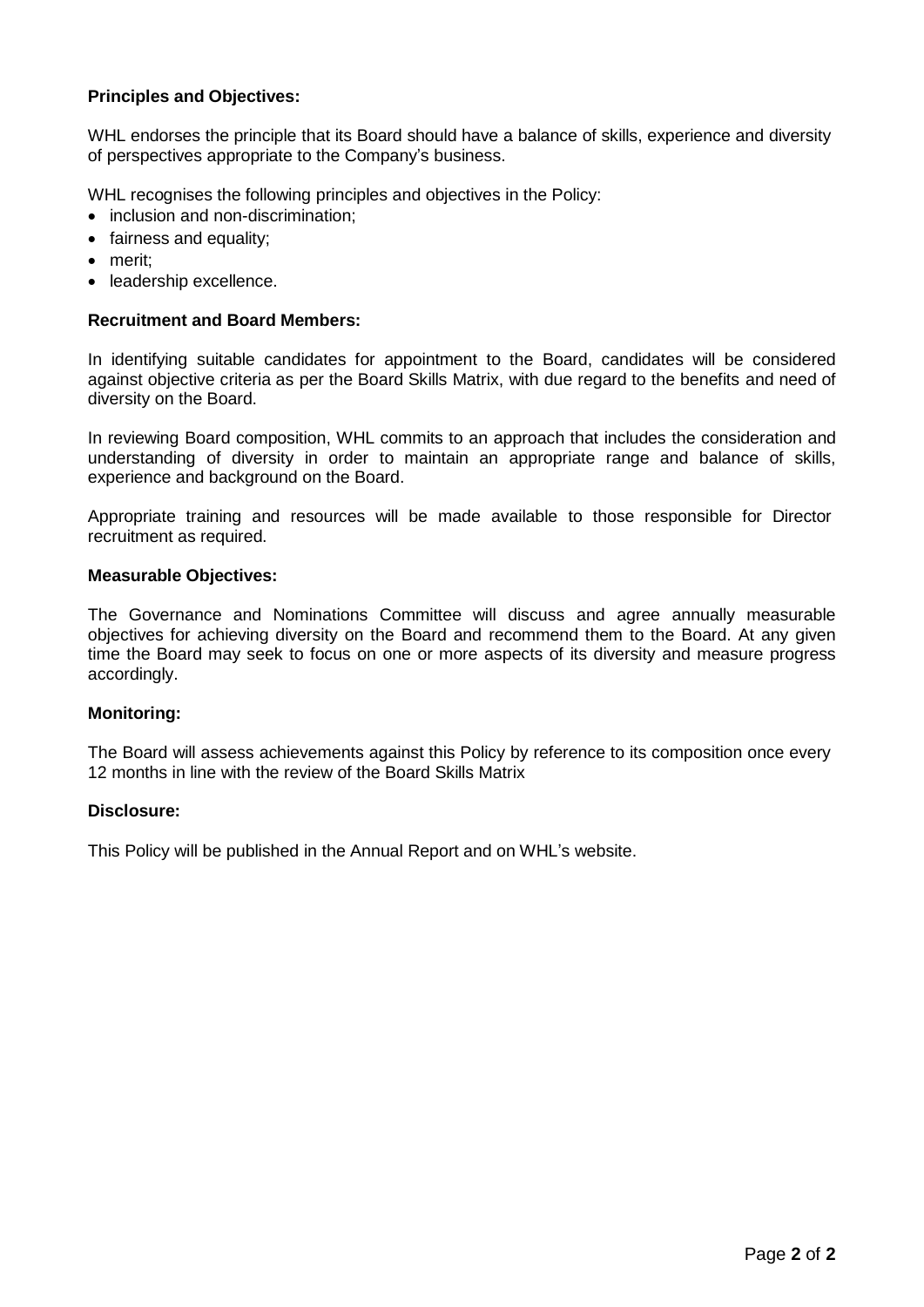**Principles and Objectives:**

WHL endorses the principle that its Board should have a balance of skills, experience and diversity of perspectives appropriate to the Company's business.

WHL recognises the following principles and objectives in the Policy:

- inclusion and non-discrimination;
- fairness and equality;
- merit;
- leadership excellence.

**Recruitment and Board Members:**

In identifying suitable candidates for appointment to the Board, candidates will be considered against objective criteria as per the Board Skills Matrix, with due regard to the benefits and need of diversity on the Board.

In reviewing Board composition, WHL commits to an approach that includes the consideration and understanding of diversity in order to maintain an appropriate range and balance of skills, experience and background on the Board.

Appropriate training and resources will be made available to those responsible for Director recruitment as required.

**Measurable Objectives:**

The Governance and Nominations Committee will discuss and agree annually measurable objectives for achieving diversity on the Board and recommend them to the Board. At any given time the Board may seek to focus on one or more aspects of its diversity and measure progress accordingly.

**Monitoring:**

The Board will assess achievements against this Policy by reference to its composition once every 12 months in line with the review of the Board Skills Matrix

**Disclosure:**

This Policy will be published in the Annual Report and on WHL's website.